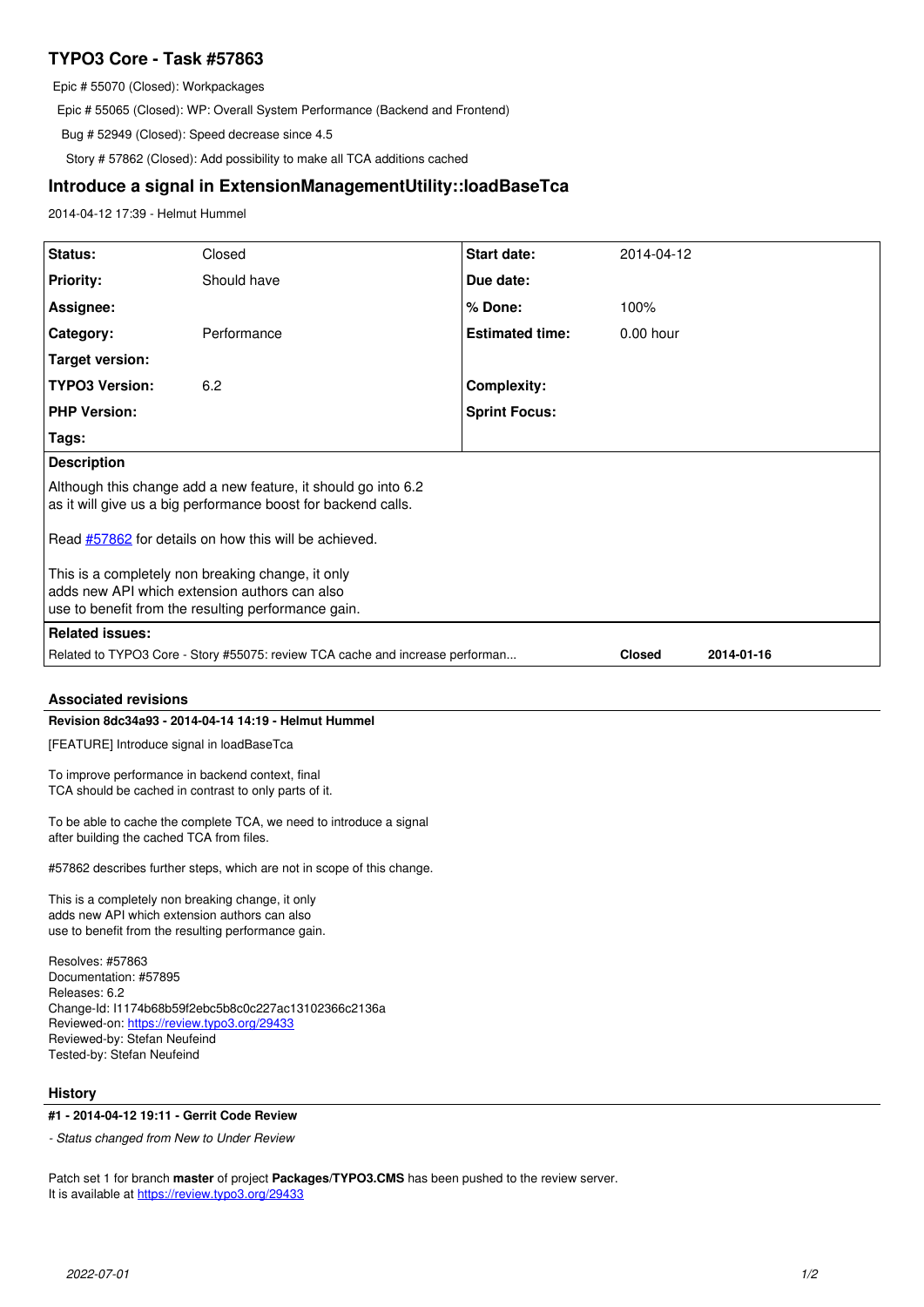# TYPO3 Core - Task #57863

Epic # 55070 (Closed): Workpackages

Epic # 55065 (Closed): WP: Overall System Performance (Backend and Frontend)

Bug # 52949 (Closed): Speed decrease since 4.5

Story # 57862 (Closed): Add possibility to make all TCA additions cached

## Introduce a signal in ExtensionManagementUtility::loadBaseTca

2014-04-12 17:39 - Helmut Hummel

| | | | |
|---|---|---|---|
| **Status:** | Closed | **Start date:** | 2014-04-12 |
| **Priority:** | Should have | **Due date:** | |
| **Assignee:** | | **% Done:** | 100% |
| **Category:** | Performance | **Estimated time:** | 0.00 hour |
| **Target version:** | | | |
| **TYPO3 Version:** | 6.2 | **Complexity:** | |
| **PHP Version:** | | **Sprint Focus:** | |
| **Tags:** | | | |

**Description**

Although this change add a new feature, it should go into 6.2
as it will give us a big performance boost for backend calls.

Read #57862 for details on how this will be achieved.

This is a completely non breaking change, it only
adds new API which extension authors can also
use to benefit from the resulting performance gain.

**Related issues:**

| | | |
|---|---|---|
| Related to TYPO3 Core - Story #55075: review TCA cache and increase performan... | Closed | 2014-01-16 |

### Associated revisions

**Revision 8dc34a93 - 2014-04-14 14:19 - Helmut Hummel**

[FEATURE] Introduce signal in loadBaseTca

To improve performance in backend context, final
TCA should be cached in contrast to only parts of it.

To be able to cache the complete TCA, we need to introduce a signal
after building the cached TCA from files.

#57862 describes further steps, which are not in scope of this change.

This is a completely non breaking change, it only
adds new API which extension authors can also
use to benefit from the resulting performance gain.

Resolves: #57863
Documentation: #57895
Releases: 6.2
Change-Id: I1174b68b59f2ebc5b8c0c227ac13102366c2136a
Reviewed-on: https://review.typo3.org/29433
Reviewed-by: Stefan Neufeind
Tested-by: Stefan Neufeind

### History

**#1 - 2014-04-12 19:11 - Gerrit Code Review**

*- Status changed from New to Under Review*

Patch set 1 for branch **master** of project **Packages/TYPO3.CMS** has been pushed to the review server.
It is available at https://review.typo3.org/29433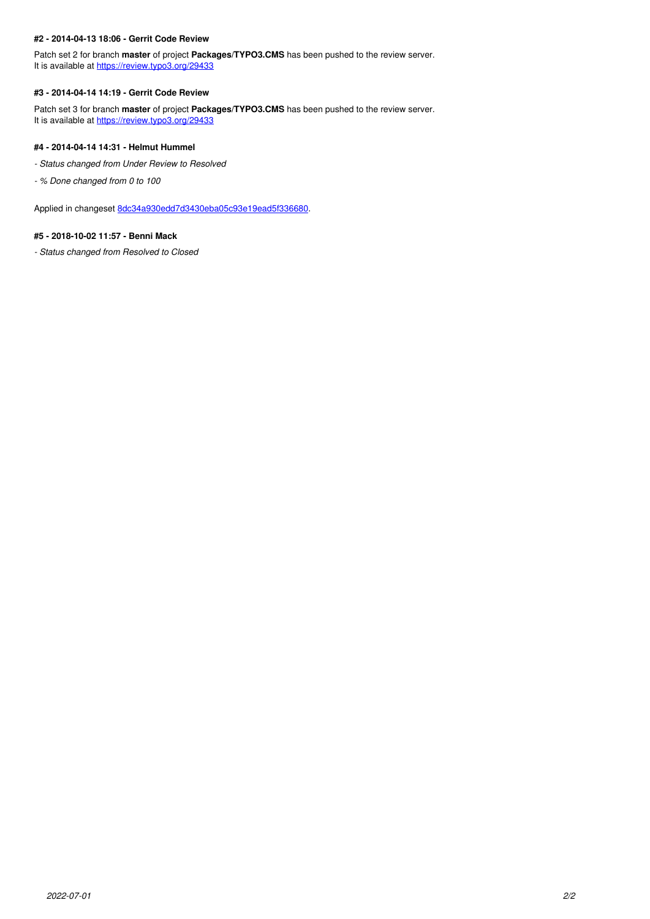#### #2 - 2014-04-13 18:06 - Gerrit Code Review

Patch set 2 for branch **master** of project **Packages/TYPO3.CMS** has been pushed to the review server.
It is available at https://review.typo3.org/29433

#### #3 - 2014-04-14 14:19 - Gerrit Code Review

Patch set 3 for branch **master** of project **Packages/TYPO3.CMS** has been pushed to the review server.
It is available at https://review.typo3.org/29433

#### #4 - 2014-04-14 14:31 - Helmut Hummel

- *Status changed from Under Review to Resolved*
- *% Done changed from 0 to 100*

Applied in changeset 8dc34a930edd7d3430eba05c93e19ead5f336680.

#### #5 - 2018-10-02 11:57 - Benni Mack

- *Status changed from Resolved to Closed*